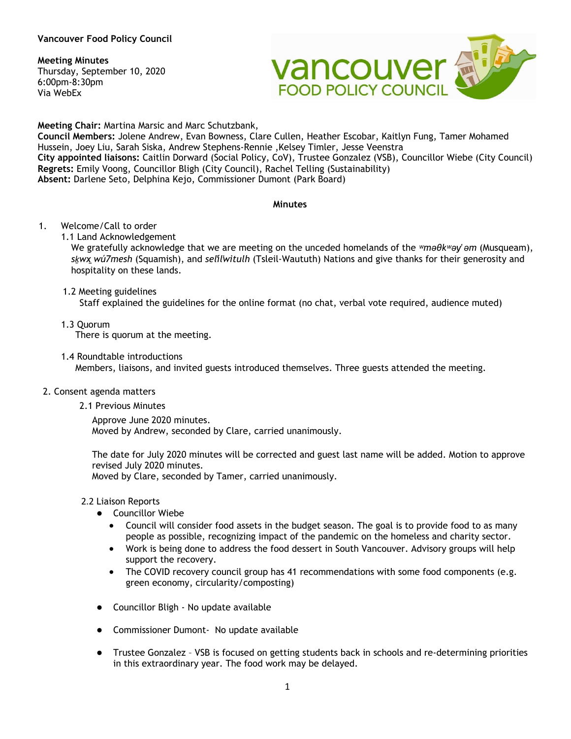**Vancouver Food Policy Council**

**Meeting Minutes**
Thursday, September 10, 2020
6:00pm-8:30pm
Via WebEx

**Meeting Chair:** Martina Marsic and Marc Schutzbank,
**Council Members:** Jolene Andrew, Evan Bowness, Clare Cullen, Heather Escobar, Kaitlyn Fung, Tamer Mohamed Hussein, Joey Liu, Sarah Siska, Andrew Stephens-Rennie ,Kelsey Timler, Jesse Veenstra
**City appointed liaisons:** Caitlin Dorward (Social Policy, CoV), Trustee Gonzalez (VSB), Councillor Wiebe (City Council)
**Regrets:** Emily Voong, Councillor Bligh (City Council), Rachel Telling (Sustainability)
**Absent:** Darlene Seto, Delphina Kejo, Commissioner Dumont (Park Board)

**Minutes**

1. Welcome/Call to order
   1.1 Land Acknowledgement
   We gratefully acknowledge that we are meeting on the unceded homelands of the *ʷməθkʷəy̓ əm* (Musqueam), *sḵwx̱ wú7mesh* (Squamish), and *səl̓ílwitulh* (Tsleil-Waututh) Nations and give thanks for their generosity and hospitality on these lands.

   1.2 Meeting guidelines
   Staff explained the guidelines for the online format (no chat, verbal vote required, audience muted)

   1.3 Quorum
   There is quorum at the meeting.

   1.4 Roundtable introductions
   Members, liaisons, and invited guests introduced themselves. Three guests attended the meeting.

2. Consent agenda matters
   2.1 Previous Minutes

   Approve June 2020 minutes.
   Moved by Andrew, seconded by Clare, carried unanimously.

   The date for July 2020 minutes will be corrected and guest last name will be added. Motion to approve revised July 2020 minutes.
   Moved by Clare, seconded by Tamer, carried unanimously.

   2.2 Liaison Reports
   - Councillor Wiebe
     - Council will consider food assets in the budget season. The goal is to provide food to as many people as possible, recognizing impact of the pandemic on the homeless and charity sector.
     - Work is being done to address the food dessert in South Vancouver. Advisory groups will help support the recovery.
     - The COVID recovery council group has 41 recommendations with some food components (e.g. green economy, circularity/composting)
   - Councillor Bligh - No update available
   - Commissioner Dumont- No update available
   - Trustee Gonzalez – VSB is focused on getting students back in schools and re-determining priorities in this extraordinary year. The food work may be delayed.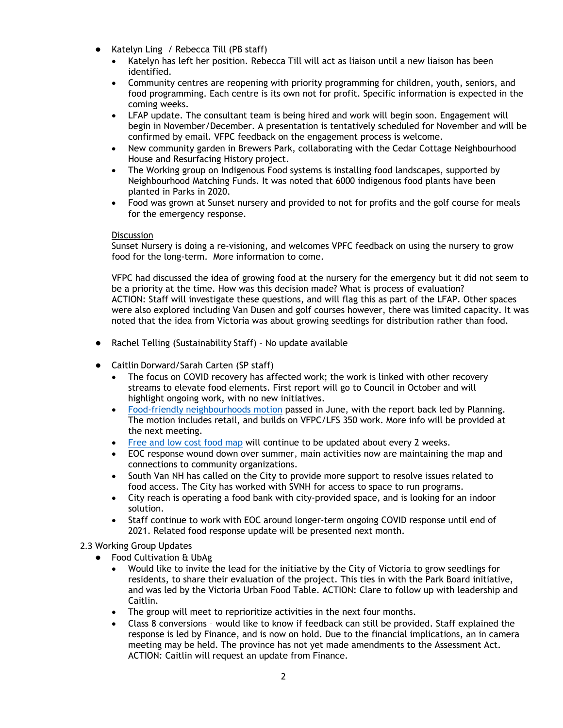- Katelyn Ling / Rebecca Till (PB staff)
  - Katelyn has left her position. Rebecca Till will act as liaison until a new liaison has been identified.
  - Community centres are reopening with priority programming for children, youth, seniors, and food programming. Each centre is its own not for profit. Specific information is expected in the coming weeks.
  - LFAP update. The consultant team is being hired and work will begin soon. Engagement will begin in November/December. A presentation is tentatively scheduled for November and will be confirmed by email. VFPC feedback on the engagement process is welcome.
  - New community garden in Brewers Park, collaborating with the Cedar Cottage Neighbourhood House and Resurfacing History project.
  - The Working group on Indigenous Food systems is installing food landscapes, supported by Neighbourhood Matching Funds. It was noted that 6000 indigenous food plants have been planted in Parks in 2020.
  - Food was grown at Sunset nursery and provided to not for profits and the golf course for meals for the emergency response.

  Discussion

  Sunset Nursery is doing a re-visioning, and welcomes VPFC feedback on using the nursery to grow food for the long-term. More information to come.

  VFPC had discussed the idea of growing food at the nursery for the emergency but it did not seem to be a priority at the time. How was this decision made? What is process of evaluation?
  ACTION: Staff will investigate these questions, and will flag this as part of the LFAP. Other spaces were also explored including Van Dusen and golf courses however, there was limited capacity. It was noted that the idea from Victoria was about growing seedlings for distribution rather than food.

- Rachel Telling (Sustainability Staff) – No update available

- Caitlin Dorward/Sarah Carten (SP staff)
  - The focus on COVID recovery has affected work; the work is linked with other recovery streams to elevate food elements. First report will go to Council in October and will highlight ongoing work, with no new initiatives.
  - Food-friendly neighbourhoods motion passed in June, with the report back led by Planning. The motion includes retail, and builds on VFPC/LFS 350 work. More info will be provided at the next meeting.
  - Free and low cost food map will continue to be updated about every 2 weeks.
  - EOC response wound down over summer, main activities now are maintaining the map and connections to community organizations.
  - South Van NH has called on the City to provide more support to resolve issues related to food access. The City has worked with SVNH for access to space to run programs.
  - City reach is operating a food bank with city-provided space, and is looking for an indoor solution.
  - Staff continue to work with EOC around longer-term ongoing COVID response until end of 2021. Related food response update will be presented next month.

2.3 Working Group Updates

- Food Cultivation & UbAg
  - Would like to invite the lead for the initiative by the City of Victoria to grow seedlings for residents, to share their evaluation of the project. This ties in with the Park Board initiative, and was led by the Victoria Urban Food Table. ACTION: Clare to follow up with leadership and Caitlin.
  - The group will meet to reprioritize activities in the next four months.
  - Class 8 conversions – would like to know if feedback can still be provided. Staff explained the response is led by Finance, and is now on hold. Due to the financial implications, an in camera meeting may be held. The province has not yet made amendments to the Assessment Act. ACTION: Caitlin will request an update from Finance.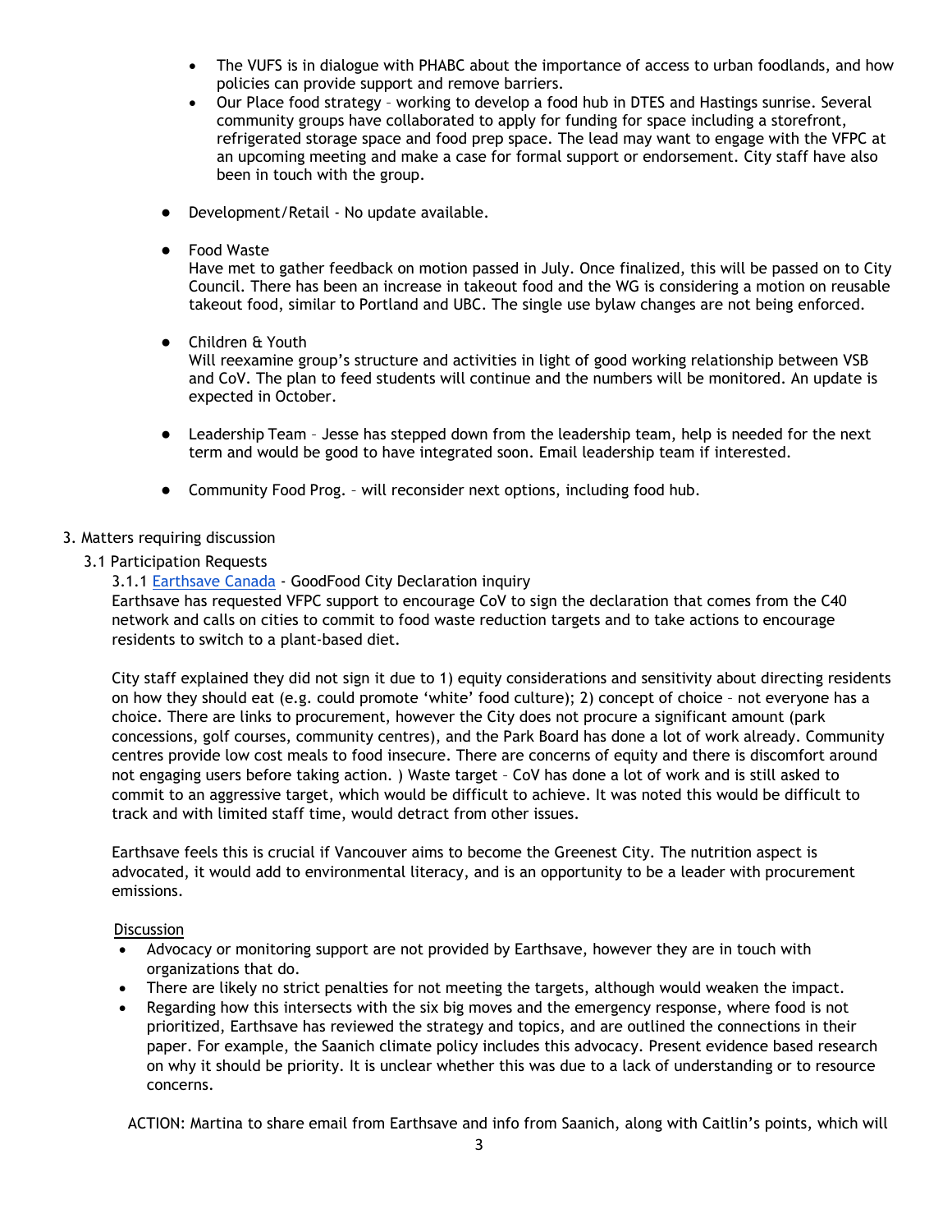- The VUFS is in dialogue with PHABC about the importance of access to urban foodlands, and how policies can provide support and remove barriers.
   - Our Place food strategy – working to develop a food hub in DTES and Hastings sunrise. Several community groups have collaborated to apply for funding for space including a storefront, refrigerated storage space and food prep space. The lead may want to engage with the VFPC at an upcoming meeting and make a case for formal support or endorsement. City staff have also been in touch with the group.

- Development/Retail - No update available.

- Food Waste
  Have met to gather feedback on motion passed in July. Once finalized, this will be passed on to City Council. There has been an increase in takeout food and the WG is considering a motion on reusable takeout food, similar to Portland and UBC. The single use bylaw changes are not being enforced.

- Children & Youth
  Will reexamine group's structure and activities in light of good working relationship between VSB and CoV. The plan to feed students will continue and the numbers will be monitored. An update is expected in October.

- Leadership Team – Jesse has stepped down from the leadership team, help is needed for the next term and would be good to have integrated soon. Email leadership team if interested.

- Community Food Prog. – will reconsider next options, including food hub.

3. Matters requiring discussion

3.1 Participation Requests

3.1.1 Earthsave Canada - GoodFood City Declaration inquiry

Earthsave has requested VFPC support to encourage CoV to sign the declaration that comes from the C40 network and calls on cities to commit to food waste reduction targets and to take actions to encourage residents to switch to a plant-based diet.

City staff explained they did not sign it due to 1) equity considerations and sensitivity about directing residents on how they should eat (e.g. could promote 'white' food culture); 2) concept of choice – not everyone has a choice. There are links to procurement, however the City does not procure a significant amount (park concessions, golf courses, community centres), and the Park Board has done a lot of work already. Community centres provide low cost meals to food insecure. There are concerns of equity and there is discomfort around not engaging users before taking action. ) Waste target – CoV has done a lot of work and is still asked to commit to an aggressive target, which would be difficult to achieve. It was noted this would be difficult to track and with limited staff time, would detract from other issues.

Earthsave feels this is crucial if Vancouver aims to become the Greenest City. The nutrition aspect is advocated, it would add to environmental literacy, and is an opportunity to be a leader with procurement emissions.

Discussion

- Advocacy or monitoring support are not provided by Earthsave, however they are in touch with organizations that do.
- There are likely no strict penalties for not meeting the targets, although would weaken the impact.
- Regarding how this intersects with the six big moves and the emergency response, where food is not prioritized, Earthsave has reviewed the strategy and topics, and are outlined the connections in their paper. For example, the Saanich climate policy includes this advocacy. Present evidence based research on why it should be priority. It is unclear whether this was due to a lack of understanding or to resource concerns.

ACTION: Martina to share email from Earthsave and info from Saanich, along with Caitlin's points, which will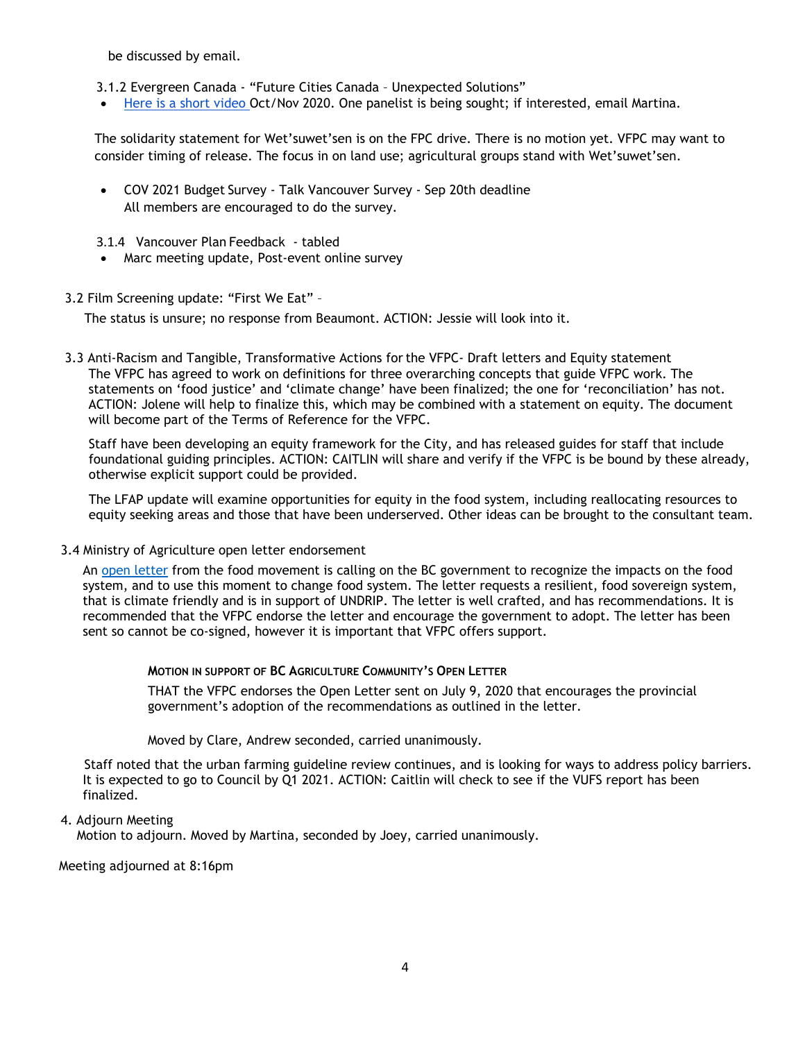be discussed by email.

3.1.2 Evergreen Canada - "Future Cities Canada – Unexpected Solutions"

- Here is a short video Oct/Nov 2020. One panelist is being sought; if interested, email Martina.

The solidarity statement for Wet'suwet'sen is on the FPC drive. There is no motion yet. VFPC may want to consider timing of release. The focus in on land use; agricultural groups stand with Wet'suwet'sen.

- COV 2021 Budget Survey - Talk Vancouver Survey - Sep 20th deadline
  All members are encouraged to do the survey.

3.1.4 Vancouver Plan Feedback - tabled

- Marc meeting update, Post-event online survey

3.2 Film Screening update: "First We Eat" –

The status is unsure; no response from Beaumont. ACTION: Jessie will look into it.

3.3 Anti-Racism and Tangible, Transformative Actions for the VFPC- Draft letters and Equity statement

The VFPC has agreed to work on definitions for three overarching concepts that guide VFPC work. The statements on 'food justice' and 'climate change' have been finalized; the one for 'reconciliation' has not. ACTION: Jolene will help to finalize this, which may be combined with a statement on equity. The document will become part of the Terms of Reference for the VFPC.

Staff have been developing an equity framework for the City, and has released guides for staff that include foundational guiding principles. ACTION: CAITLIN will share and verify if the VFPC is be bound by these already, otherwise explicit support could be provided.

The LFAP update will examine opportunities for equity in the food system, including reallocating resources to equity seeking areas and those that have been underserved. Other ideas can be brought to the consultant team.

3.4 Ministry of Agriculture open letter endorsement

An open letter from the food movement is calling on the BC government to recognize the impacts on the food system, and to use this moment to change food system. The letter requests a resilient, food sovereign system, that is climate friendly and is in support of UNDRIP. The letter is well crafted, and has recommendations. It is recommended that the VFPC endorse the letter and encourage the government to adopt. The letter has been sent so cannot be co-signed, however it is important that VFPC offers support.

**MOTION IN SUPPORT OF BC AGRICULTURE COMMUNITY'S OPEN LETTER**

THAT the VFPC endorses the Open Letter sent on July 9, 2020 that encourages the provincial government's adoption of the recommendations as outlined in the letter.

Moved by Clare, Andrew seconded, carried unanimously.

Staff noted that the urban farming guideline review continues, and is looking for ways to address policy barriers. It is expected to go to Council by Q1 2021. ACTION: Caitlin will check to see if the VUFS report has been finalized.

4. Adjourn Meeting

Motion to adjourn. Moved by Martina, seconded by Joey, carried unanimously.

Meeting adjourned at 8:16pm